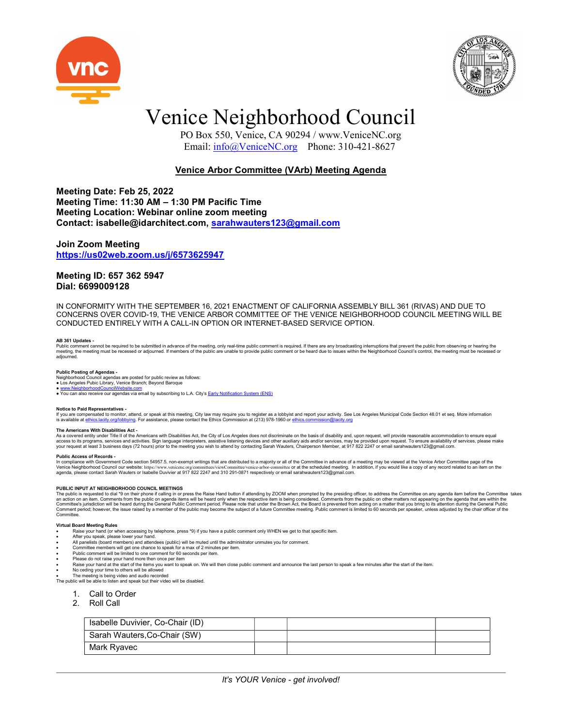// Venice Neighborhood Council

# Venice Neighborhood Council

PO Box 550, Venice, CA 90294 / www.VeniceNC.org
Email: info@VeniceNC.org  Phone: 310-421-8627

## Venice Arbor Committee (VArb) Meeting Agenda

**Meeting Date: Feb 25, 2022**
**Meeting Time: 11:30 AM – 1:30 PM Pacific Time**
**Meeting Location: Webinar online zoom meeting**
**Contact: isabelle@idarchitect.com, sarahwauters123@gmail.com**

**Join Zoom Meeting**
**https://us02web.zoom.us/j/6573625947**

**Meeting ID: 657 362 5947**
**Dial: 6699009128**

IN CONFORMITY WITH THE SEPTEMBER 16, 2021 ENACTMENT OF CALIFORNIA ASSEMBLY BILL 361 (RIVAS) AND DUE TO CONCERNS OVER COVID-19, THE VENICE ARBOR COMMITTEE OF THE VENICE NEIGHBORHOOD COUNCIL MEETING WILL BE CONDUCTED ENTIRELY WITH A CALL-IN OPTION OR INTERNET-BASED SERVICE OPTION.

**AB 361 Updates -**
Public comment cannot be required to be submitted in advance of the meeting, only real-time public comment is required. If there are any broadcasting interruptions that prevent the public from observing or hearing the meeting, the meeting must be recessed or adjourned. If members of the public are unable to provide public comment or be heard due to issues within the Neighborhood Council's control, the meeting must be recessed or adjourned.

**Public Posting of Agendas -**
Neighborhood Council agendas are posted for public review as follows:
- Los Angeles Pubic Library, Venice Branch; Beyond Baroque
- www.NeighborhoodCouncilWebsite.com
- You can also receive our agendas via email by subscribing to L.A. City's Early Notification System (ENS)

**Notice to Paid Representatives -**
If you are compensated to monitor, attend, or speak at this meeting, City law may require you to register as a lobbyist and report your activity. See Los Angeles Municipal Code Section 48.01 et seq. More information is available at ethics.lacity.org/lobbying. For assistance, please contact the Ethics Commission at (213) 978-1960 or ethics.commission@lacity.org

**The Americans With Disabilities Act -**
As a covered entity under Title II of the Americans with Disabilities Act, the City of Los Angeles does not discriminate on the basis of disability and, upon request, will provide reasonable accommodation to ensure equal access to its programs, services and activities. Sign language interpreters, assistive listening devices and other auxiliary aids and/or services, may be provided upon request. To ensure availability of services, please make your request at least 3 business days (72 hours) prior to the meeting you wish to attend by contacting Sarah Wauters, Chairperson Member, at 917 822 2247 or email sarahwauters123@gmail.com.

**Public Access of Records -**
In compliance with Government Code section 54957.5, non-exempt writings that are distributed to a majority or all of the Committee in advance of a meeting may be viewed at the Venice Arbor Committee page of the Venice Neighborhood Council our website: https://www.venicenc.org/committees/viewCommittee/venice-arbor-committee or at the scheduled meeting. In addition, if you would like a copy of any record related to an item on the agenda, please contact Sarah Wauters or Isabelle Duvivier at 917 822 2247 and 310 291-0871 respectively or email sarahwauters123@gmail.com.

**PUBLIC INPUT AT NEIGHBORHOOD COUNCIL MEETINGS**
The public is requested to dial *9 on their phone if calling in or press the Raise Hand button if attending by ZOOM when prompted by the presiding officer, to address the Committee on any agenda item before the Committee takes an action on an item. Comments from the public on agenda items will be heard only when the respective item is being considered. Comments from the public on other matters not appearing on the agenda that are within the Committee's jurisdiction will be heard during the General Public Comment period. Please note that under the Brown Act, the Board is prevented from acting on a matter that you bring to its attention during the General Public Comment period; however, the issue raised by a member of the public may become the subject of a future Committee meeting. Public comment is limited to 60 seconds per speaker, unless adjusted by the chair officer of the Committee.

**Virtual Board Meeting Rules**
- Raise your hand (or when accessing by telephone, press *9) if you have a public comment only WHEN we get to that specific item.
- After you speak, please lower your hand.
- All panelists (board members) and attendees (public) will be muted until the administrator unmutes you for comment.
- Committee members will get one chance to speak for a max of 2 minutes per item.
- Public comment will be limited to one comment for 60 seconds per item.
- Please do not raise your hand more then once per item
- Raise your hand at the start of the items you want to speak on. We will then close public comment and announce the last person to speak a few minutes after the start of the item.
- No ceding your time to others will be allowed
- The meeting is being video and audio recorded

The public will be able to listen and speak but their video will be disabled.

1. Call to Order
2. Roll Call

| Isabelle Duvivier, Co-Chair (ID) | | | |
|---|---|---|---|
| Sarah Wauters,Co-Chair (SW) | | | |
| Mark Ryavec | | | |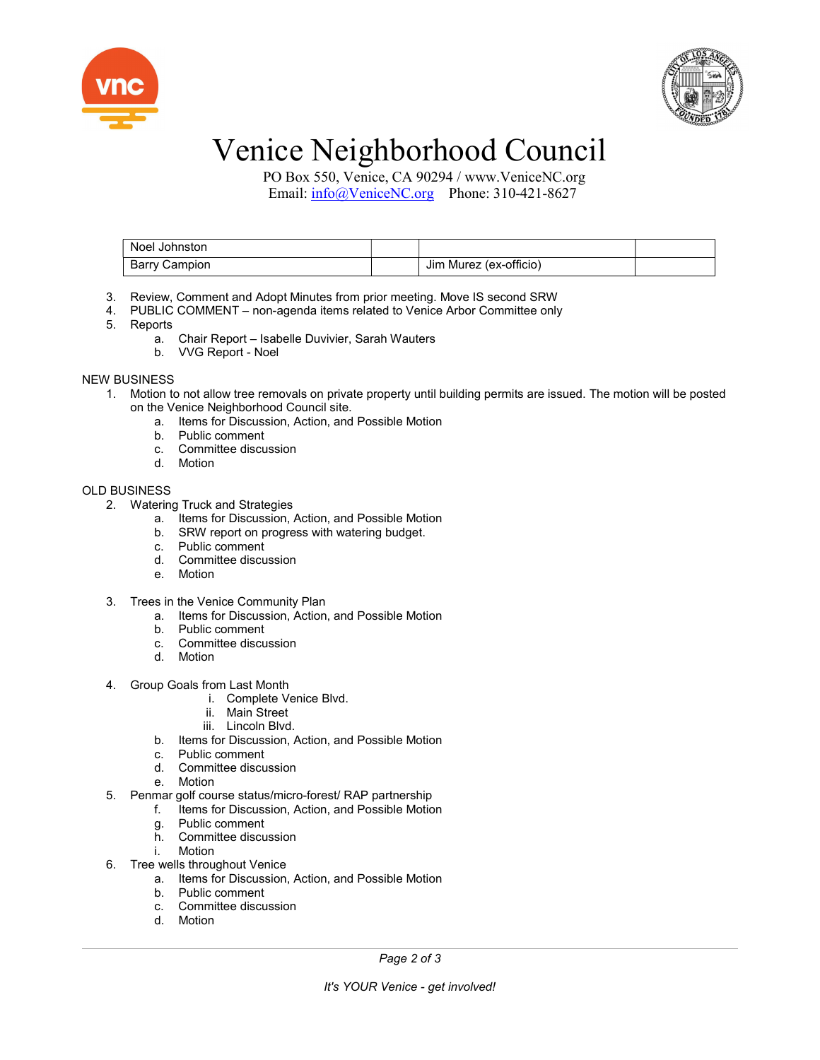# Venice Neighborhood Council

PO Box 550, Venice, CA 90294 / www.VeniceNC.org
Email: info@VeniceNC.org Phone: 310-421-8627

| Noel Johnston | | | |
|---|---|---|---|
| Barry Campion | | Jim Murez (ex-officio) | |

3. Review, Comment and Adopt Minutes from prior meeting. Move IS second SRW
4. PUBLIC COMMENT – non-agenda items related to Venice Arbor Committee only
5. Reports
   a. Chair Report – Isabelle Duvivier, Sarah Wauters
   b. VVG Report - Noel

NEW BUSINESS

1. Motion to not allow tree removals on private property until building permits are issued. The motion will be posted on the Venice Neighborhood Council site.
   a. Items for Discussion, Action, and Possible Motion
   b. Public comment
   c. Committee discussion
   d. Motion

OLD BUSINESS

2. Watering Truck and Strategies
   a. Items for Discussion, Action, and Possible Motion
   b. SRW report on progress with watering budget.
   c. Public comment
   d. Committee discussion
   e. Motion

3. Trees in the Venice Community Plan
   a. Items for Discussion, Action, and Possible Motion
   b. Public comment
   c. Committee discussion
   d. Motion

4. Group Goals from Last Month
   i. Complete Venice Blvd.
   ii. Main Street
   iii. Lincoln Blvd.
   b. Items for Discussion, Action, and Possible Motion
   c. Public comment
   d. Committee discussion
   e. Motion
5. Penmar golf course status/micro-forest/ RAP partnership
   f. Items for Discussion, Action, and Possible Motion
   g. Public comment
   h. Committee discussion
   i. Motion
6. Tree wells throughout Venice
   a. Items for Discussion, Action, and Possible Motion
   b. Public comment
   c. Committee discussion
   d. Motion

*It's YOUR Venice - get involved!*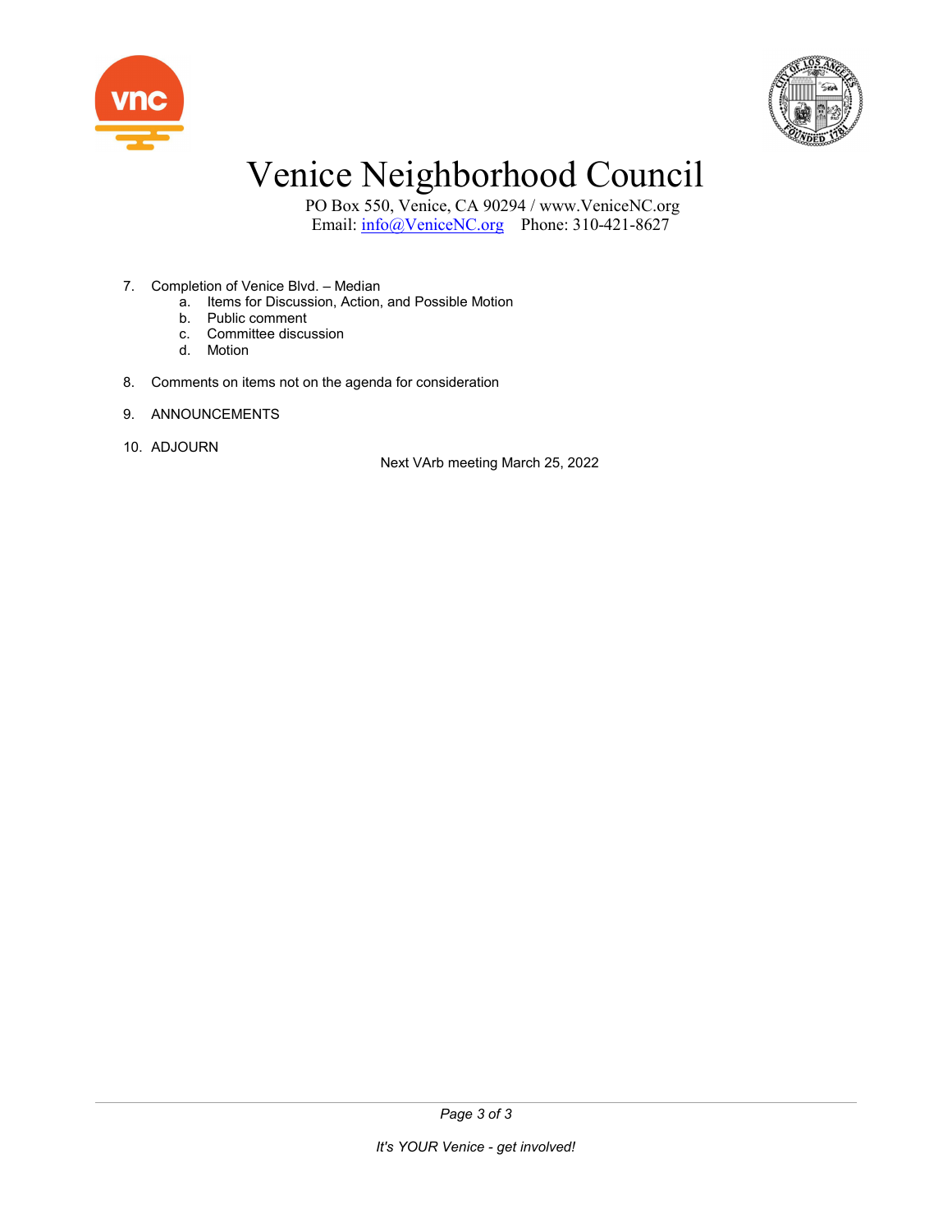# Venice Neighborhood Council

PO Box 550, Venice, CA 90294 / www.VeniceNC.org
Email: info@VeniceNC.org Phone: 310-421-8627

7. Completion of Venice Blvd. – Median
   a. Items for Discussion, Action, and Possible Motion
   b. Public comment
   c. Committee discussion
   d. Motion

8. Comments on items not on the agenda for consideration

9. ANNOUNCEMENTS

10. ADJOURN

Next VArb meeting March 25, 2022

*It's YOUR Venice - get involved!*